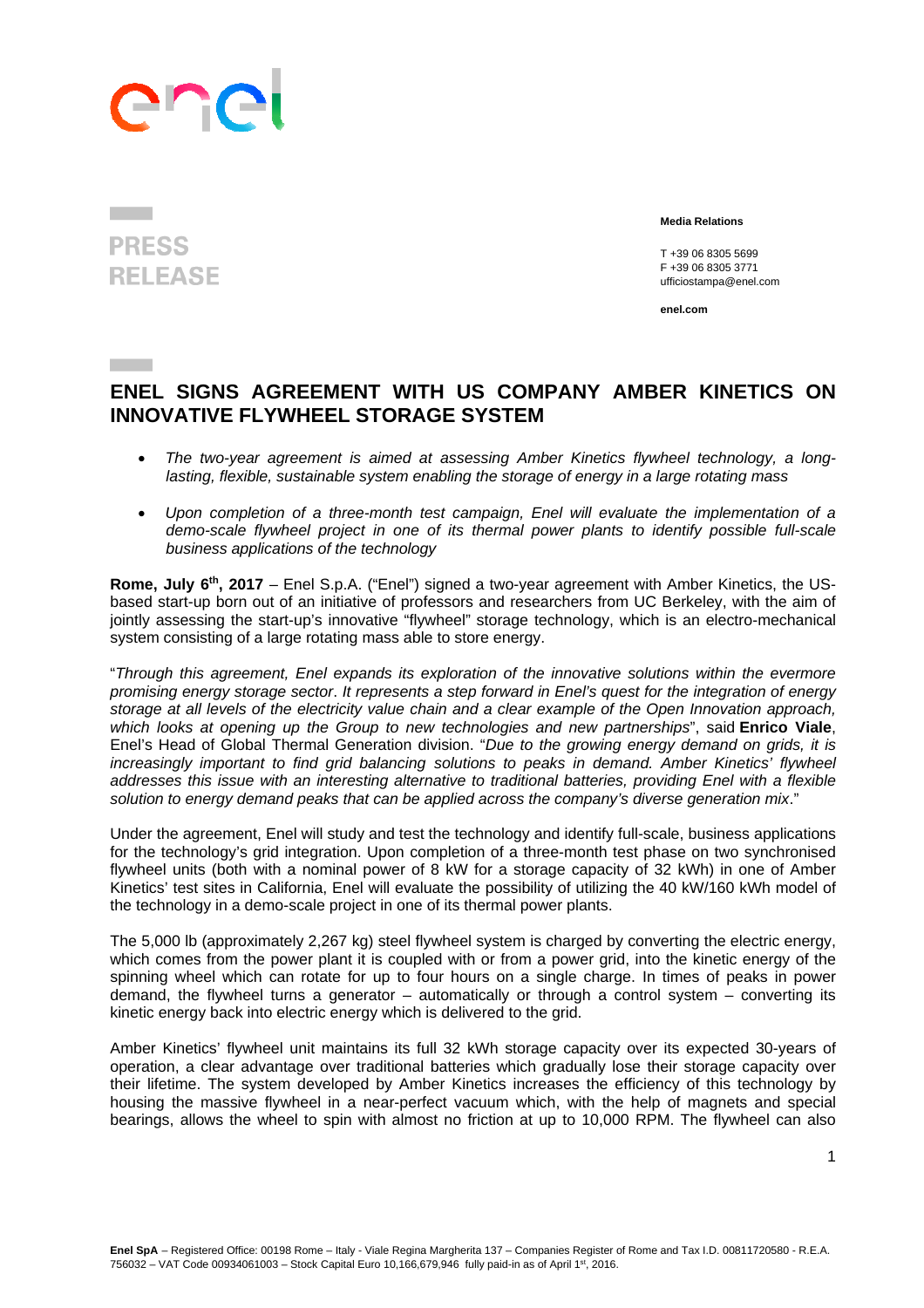PRESS RELEASE

**Media Relations**

T +39 06 8305 5699
F +39 06 8305 3771
ufficiostampa@enel.com

**enel.com**

# ENEL SIGNS AGREEMENT WITH US COMPANY AMBER KINETICS ON INNOVATIVE FLYWHEEL STORAGE SYSTEM

- *The two-year agreement is aimed at assessing Amber Kinetics flywheel technology, a long-lasting, flexible, sustainable system enabling the storage of energy in a large rotating mass*
- *Upon completion of a three-month test campaign, Enel will evaluate the implementation of a demo-scale flywheel project in one of its thermal power plants to identify possible full-scale business applications of the technology*

**Rome, July 6th, 2017** – Enel S.p.A. ("Enel") signed a two-year agreement with Amber Kinetics, the US-based start-up born out of an initiative of professors and researchers from UC Berkeley, with the aim of jointly assessing the start-up's innovative "flywheel" storage technology, which is an electro-mechanical system consisting of a large rotating mass able to store energy.

"*Through this agreement, Enel expands its exploration of the innovative solutions within the evermore promising energy storage sector. It represents a step forward in Enel's quest for the integration of energy storage at all levels of the electricity value chain and a clear example of the Open Innovation approach, which looks at opening up the Group to new technologies and new partnerships*", said **Enrico Viale**, Enel's Head of Global Thermal Generation division. "*Due to the growing energy demand on grids, it is increasingly important to find grid balancing solutions to peaks in demand. Amber Kinetics' flywheel addresses this issue with an interesting alternative to traditional batteries, providing Enel with a flexible solution to energy demand peaks that can be applied across the company's diverse generation mix*."

Under the agreement, Enel will study and test the technology and identify full-scale, business applications for the technology's grid integration. Upon completion of a three-month test phase on two synchronised flywheel units (both with a nominal power of 8 kW for a storage capacity of 32 kWh) in one of Amber Kinetics' test sites in California, Enel will evaluate the possibility of utilizing the 40 kW/160 kWh model of the technology in a demo-scale project in one of its thermal power plants.

The 5,000 lb (approximately 2,267 kg) steel flywheel system is charged by converting the electric energy, which comes from the power plant it is coupled with or from a power grid, into the kinetic energy of the spinning wheel which can rotate for up to four hours on a single charge. In times of peaks in power demand, the flywheel turns a generator – automatically or through a control system – converting its kinetic energy back into electric energy which is delivered to the grid.

Amber Kinetics' flywheel unit maintains its full 32 kWh storage capacity over its expected 30-years of operation, a clear advantage over traditional batteries which gradually lose their storage capacity over their lifetime. The system developed by Amber Kinetics increases the efficiency of this technology by housing the massive flywheel in a near-perfect vacuum which, with the help of magnets and special bearings, allows the wheel to spin with almost no friction at up to 10,000 RPM. The flywheel can also

**Enel SpA** – Registered Office: 00198 Rome – Italy - Viale Regina Margherita 137 – Companies Register of Rome and Tax I.D. 00811720580 - R.E.A. 756032 – VAT Code 00934061003 – Stock Capital Euro 10,166,679,946 fully paid-in as of April 1st, 2016.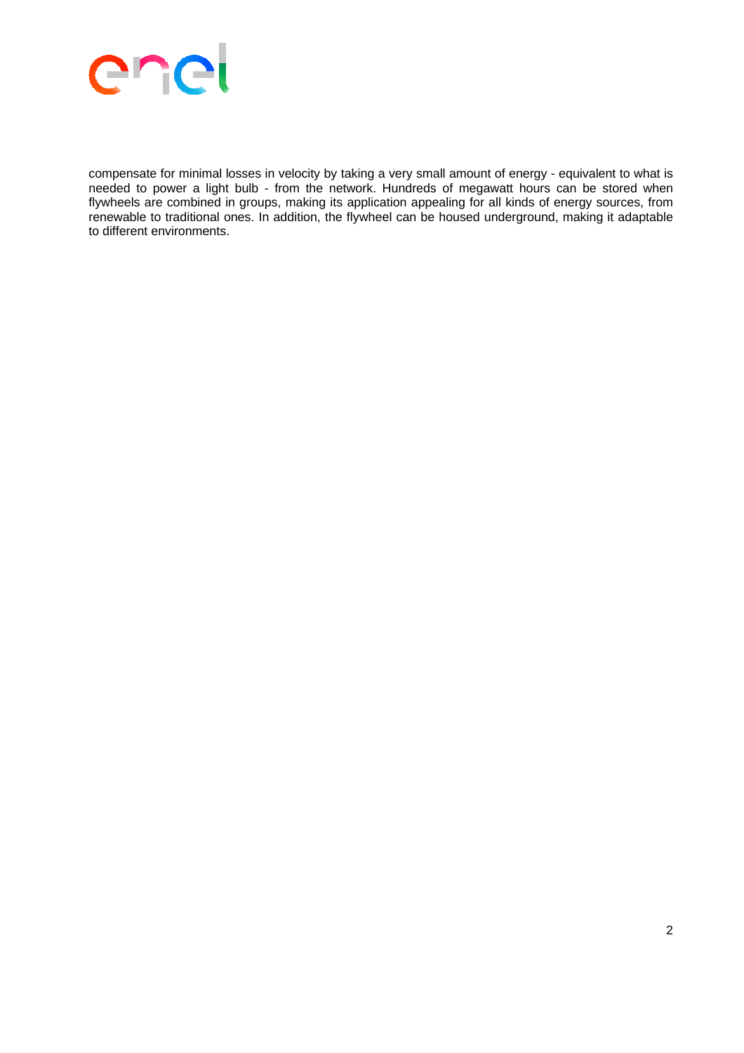compensate for minimal losses in velocity by taking a very small amount of energy - equivalent to what is needed to power a light bulb - from the network. Hundreds of megawatt hours can be stored when flywheels are combined in groups, making its application appealing for all kinds of energy sources, from renewable to traditional ones. In addition, the flywheel can be housed underground, making it adaptable to different environments.